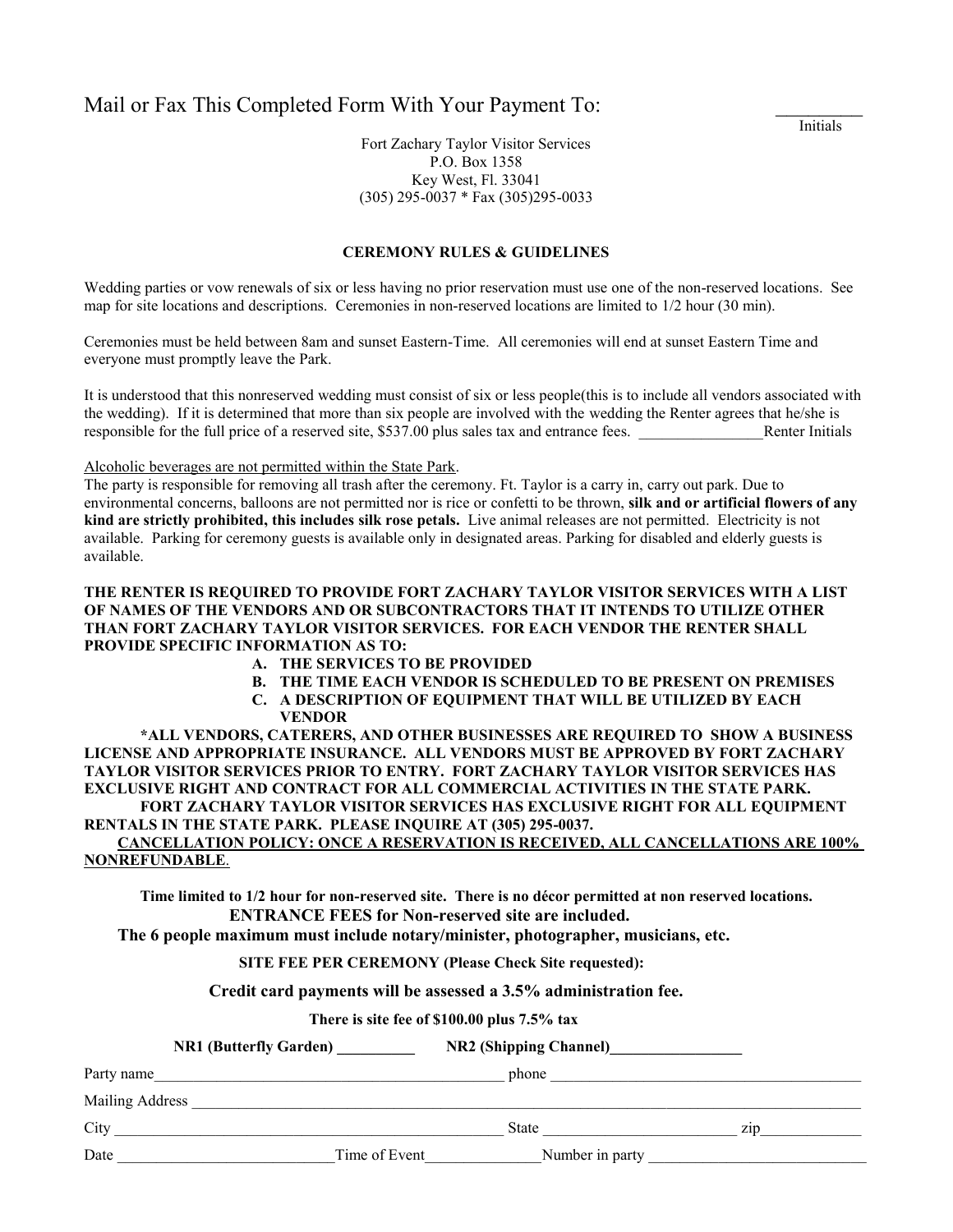Mail or Fax This Completed Form With Your Payment To:

__________ Initials

Fort Zachary Taylor Visitor Services
P.O. Box 1358
Key West, Fl. 33041
(305) 295-0037 * Fax (305)295-0033

**CEREMONY RULES & GUIDELINES**

Wedding parties or vow renewals of six or less having no prior reservation must use one of the non-reserved locations. See map for site locations and descriptions. Ceremonies in non-reserved locations are limited to 1/2 hour (30 min).

Ceremonies must be held between 8am and sunset Eastern-Time. All ceremonies will end at sunset Eastern Time and everyone must promptly leave the Park.

It is understood that this nonreserved wedding must consist of six or less people(this is to include all vendors associated with the wedding). If it is determined that more than six people are involved with the wedding the Renter agrees that he/she is responsible for the full price of a reserved site, $537.00 plus sales tax and entrance fees. ________________Renter Initials

<u>Alcoholic beverages are not permitted within the State Park</u>.
The party is responsible for removing all trash after the ceremony. Ft. Taylor is a carry in, carry out park. Due to environmental concerns, balloons are not permitted nor is rice or confetti to be thrown, **silk and or artificial flowers of any kind are strictly prohibited, this includes silk rose petals.** Live animal releases are not permitted. Electricity is not available. Parking for ceremony guests is available only in designated areas. Parking for disabled and elderly guests is available.

**THE RENTER IS REQUIRED TO PROVIDE FORT ZACHARY TAYLOR VISITOR SERVICES WITH A LIST OF NAMES OF THE VENDORS AND OR SUBCONTRACTORS THAT IT INTENDS TO UTILIZE OTHER THAN FORT ZACHARY TAYLOR VISITOR SERVICES. FOR EACH VENDOR THE RENTER SHALL PROVIDE SPECIFIC INFORMATION AS TO:**

A. **THE SERVICES TO BE PROVIDED**
B. **THE TIME EACH VENDOR IS SCHEDULED TO BE PRESENT ON PREMISES**
C. **A DESCRIPTION OF EQUIPMENT THAT WILL BE UTILIZED BY EACH VENDOR**

**\*ALL VENDORS, CATERERS, AND OTHER BUSINESSES ARE REQUIRED TO SHOW A BUSINESS LICENSE AND APPROPRIATE INSURANCE. ALL VENDORS MUST BE APPROVED BY FORT ZACHARY TAYLOR VISITOR SERVICES PRIOR TO ENTRY. FORT ZACHARY TAYLOR VISITOR SERVICES HAS EXCLUSIVE RIGHT AND CONTRACT FOR ALL COMMERCIAL ACTIVITIES IN THE STATE PARK.**

**FORT ZACHARY TAYLOR VISITOR SERVICES HAS EXCLUSIVE RIGHT FOR ALL EQUIPMENT RENTALS IN THE STATE PARK. PLEASE INQUIRE AT (305) 295-0037.**

**<u>CANCELLATION POLICY: ONCE A RESERVATION IS RECEIVED, ALL CANCELLATIONS ARE 100% NONREFUNDABLE</u>.**

**Time limited to 1/2 hour for non-reserved site. There is no décor permitted at non reserved locations.**

**ENTRANCE FEES for Non-reserved site are included.**

**The 6 people maximum must include notary/minister, photographer, musicians, etc.**

**SITE FEE PER CEREMONY (Please Check Site requested):**

**Credit card payments will be assessed a 3.5% administration fee.**

**There is site fee of $100.00 plus 7.5% tax**

**NR1 (Butterfly Garden)** __________ **NR2 (Shipping Channel)**_________________

Party name_____________________________________________ phone ________________________________________

Mailing Address _________________________________________________________________________________________

City ________________________________________________ State _________________________ zip_____________

Date ___________________________Time of Event_______________Number in party ____________________________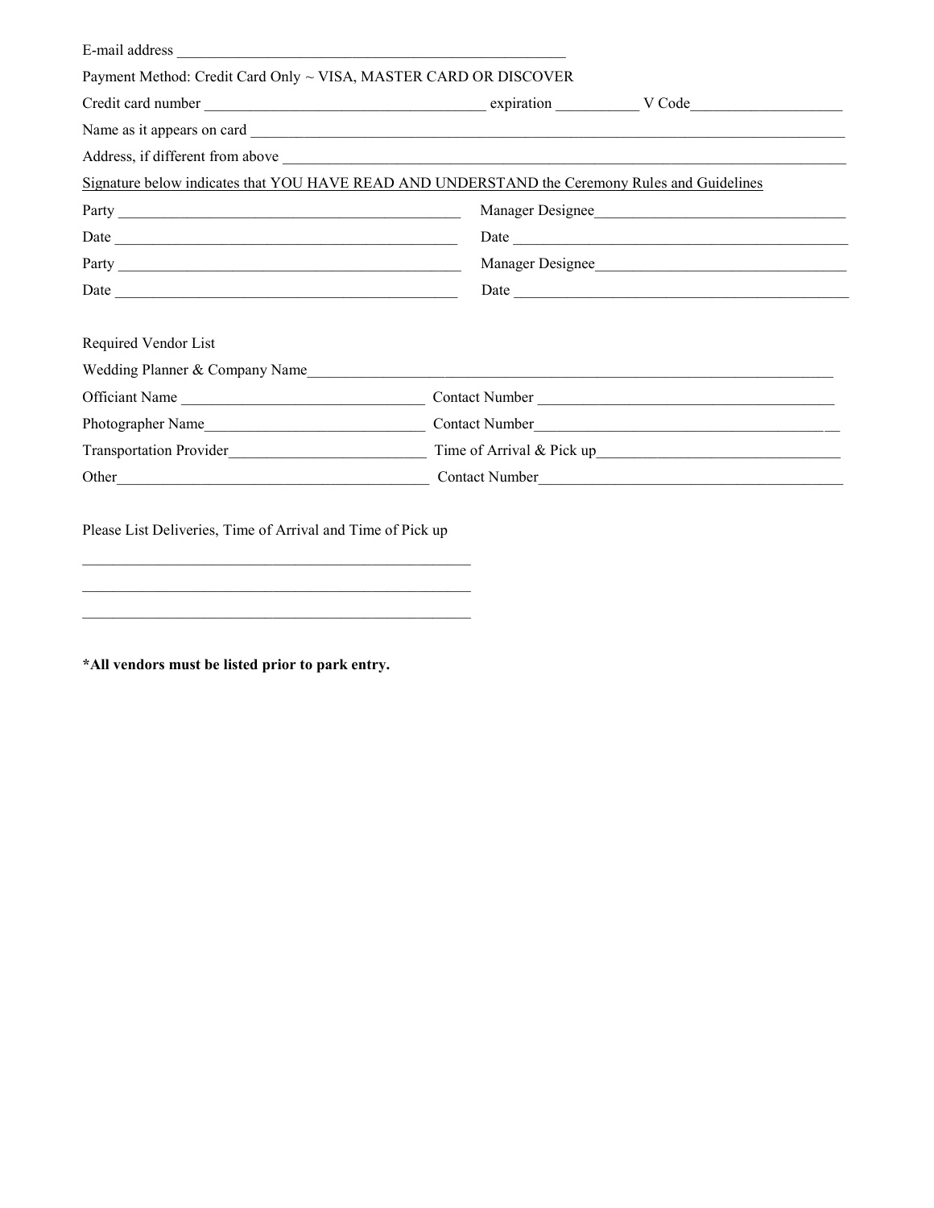E-mail address ____________________________________________________

Payment Method: Credit Card Only ~ VISA, MASTER CARD OR DISCOVER

Credit card number ______________________________________ expiration ___________ V Code____________________

Name as it appears on card ________________________________________________________________________________

Address, if different from above ____________________________________________________________________________

<u>Signature below indicates that YOU HAVE READ AND UNDERSTAND the Ceremony Rules and Guidelines</u>

Party _______________________________________________ Manager Designee__________________________________

Date _______________________________________________ Date _____________________________________________

Party _______________________________________________ Manager Designee__________________________________

Date _______________________________________________ Date _____________________________________________

Required Vendor List

Wedding Planner & Company Name____________________________________________________________________________

Officiant Name _________________________________ Contact Number _______________________________________

Photographer Name______________________________ Contact Number_________________________________________

Transportation Provider__________________________ Time of Arrival & Pick up_________________________________

Other_________________________________________ Contact Number________________________________________

Please List Deliveries, Time of Arrival and Time of Pick up

____________________________________________________

____________________________________________________

____________________________________________________

**\*All vendors must be listed prior to park entry.**